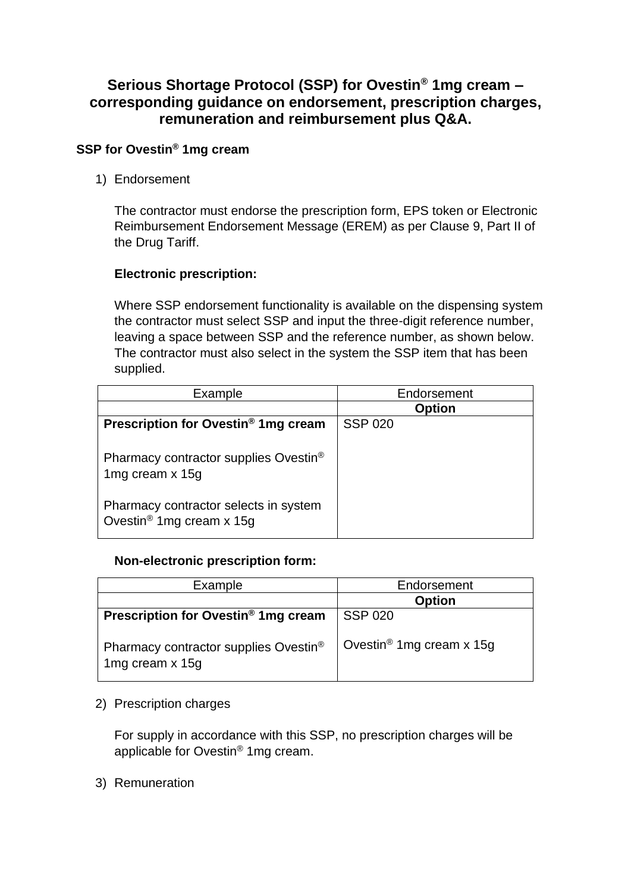# Serious Shortage Protocol (SSP) for Ovestin® 1mg cream – corresponding guidance on endorsement, prescription charges, remuneration and reimbursement plus Q&A.

## SSP for Ovestin® 1mg cream

1) Endorsement

   The contractor must endorse the prescription form, EPS token or Electronic Reimbursement Endorsement Message (EREM) as per Clause 9, Part II of the Drug Tariff.

   **Electronic prescription:**

   Where SSP endorsement functionality is available on the dispensing system the contractor must select SSP and input the three-digit reference number, leaving a space between SSP and the reference number, as shown below. The contractor must also select in the system the SSP item that has been supplied.

| Example | Endorsement |
|---|---|
| | **Option** |
| **Prescription for Ovestin® 1mg cream**<br><br>Pharmacy contractor supplies Ovestin® 1mg cream x 15g<br><br>Pharmacy contractor selects in system Ovestin® 1mg cream x 15g | SSP 020 |

   **Non-electronic prescription form:**

| Example | Endorsement |
|---|---|
| | **Option** |
| **Prescription for Ovestin® 1mg cream**<br><br>Pharmacy contractor supplies Ovestin® 1mg cream x 15g | SSP 020<br><br>Ovestin® 1mg cream x 15g |

2) Prescription charges

   For supply in accordance with this SSP, no prescription charges will be applicable for Ovestin® 1mg cream.

3) Remuneration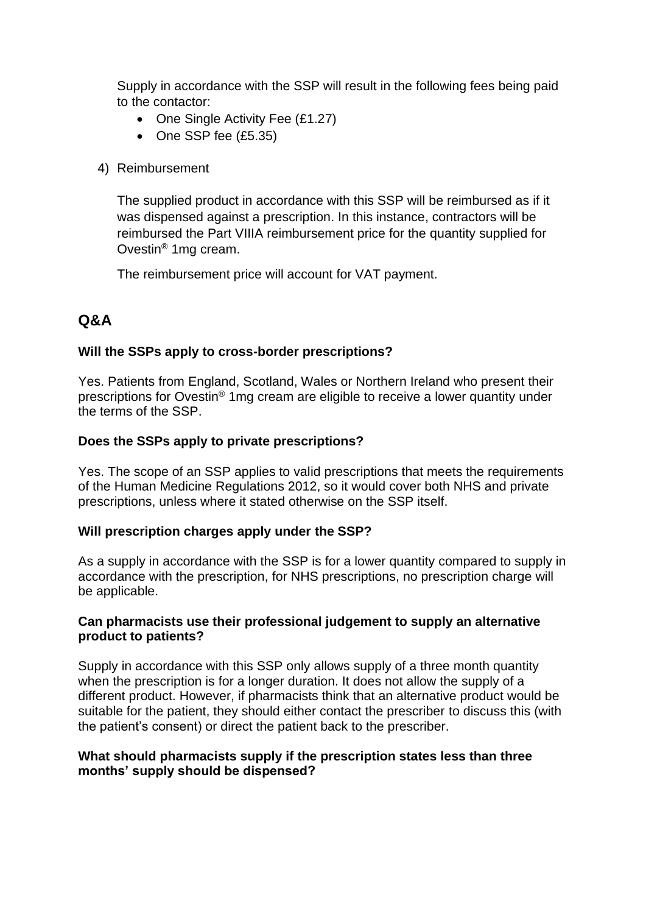Supply in accordance with the SSP will result in the following fees being paid to the contactor:

- One Single Activity Fee (£1.27)
- One SSP fee (£5.35)

4) Reimbursement

The supplied product in accordance with this SSP will be reimbursed as if it was dispensed against a prescription. In this instance, contractors will be reimbursed the Part VIIIA reimbursement price for the quantity supplied for Ovestin® 1mg cream.

The reimbursement price will account for VAT payment.

## Q&A

**Will the SSPs apply to cross-border prescriptions?**

Yes. Patients from England, Scotland, Wales or Northern Ireland who present their prescriptions for Ovestin® 1mg cream are eligible to receive a lower quantity under the terms of the SSP.

**Does the SSPs apply to private prescriptions?**

Yes. The scope of an SSP applies to valid prescriptions that meets the requirements of the Human Medicine Regulations 2012, so it would cover both NHS and private prescriptions, unless where it stated otherwise on the SSP itself.

**Will prescription charges apply under the SSP?**

As a supply in accordance with the SSP is for a lower quantity compared to supply in accordance with the prescription, for NHS prescriptions, no prescription charge will be applicable.

**Can pharmacists use their professional judgement to supply an alternative product to patients?**

Supply in accordance with this SSP only allows supply of a three month quantity when the prescription is for a longer duration. It does not allow the supply of a different product. However, if pharmacists think that an alternative product would be suitable for the patient, they should either contact the prescriber to discuss this (with the patient's consent) or direct the patient back to the prescriber.

**What should pharmacists supply if the prescription states less than three months' supply should be dispensed?**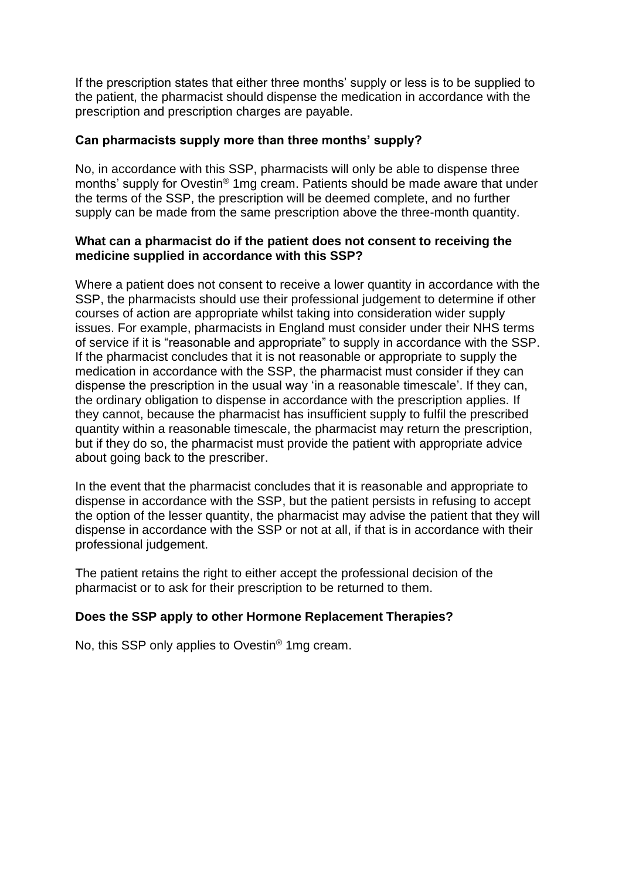If the prescription states that either three months' supply or less is to be supplied to the patient, the pharmacist should dispense the medication in accordance with the prescription and prescription charges are payable.

**Can pharmacists supply more than three months' supply?**

No, in accordance with this SSP, pharmacists will only be able to dispense three months' supply for Ovestin® 1mg cream. Patients should be made aware that under the terms of the SSP, the prescription will be deemed complete, and no further supply can be made from the same prescription above the three-month quantity.

**What can a pharmacist do if the patient does not consent to receiving the medicine supplied in accordance with this SSP?**

Where a patient does not consent to receive a lower quantity in accordance with the SSP, the pharmacists should use their professional judgement to determine if other courses of action are appropriate whilst taking into consideration wider supply issues. For example, pharmacists in England must consider under their NHS terms of service if it is "reasonable and appropriate" to supply in accordance with the SSP. If the pharmacist concludes that it is not reasonable or appropriate to supply the medication in accordance with the SSP, the pharmacist must consider if they can dispense the prescription in the usual way 'in a reasonable timescale'. If they can, the ordinary obligation to dispense in accordance with the prescription applies. If they cannot, because the pharmacist has insufficient supply to fulfil the prescribed quantity within a reasonable timescale, the pharmacist may return the prescription, but if they do so, the pharmacist must provide the patient with appropriate advice about going back to the prescriber.

In the event that the pharmacist concludes that it is reasonable and appropriate to dispense in accordance with the SSP, but the patient persists in refusing to accept the option of the lesser quantity, the pharmacist may advise the patient that they will dispense in accordance with the SSP or not at all, if that is in accordance with their professional judgement.

The patient retains the right to either accept the professional decision of the pharmacist or to ask for their prescription to be returned to them.

**Does the SSP apply to other Hormone Replacement Therapies?**

No, this SSP only applies to Ovestin® 1mg cream.